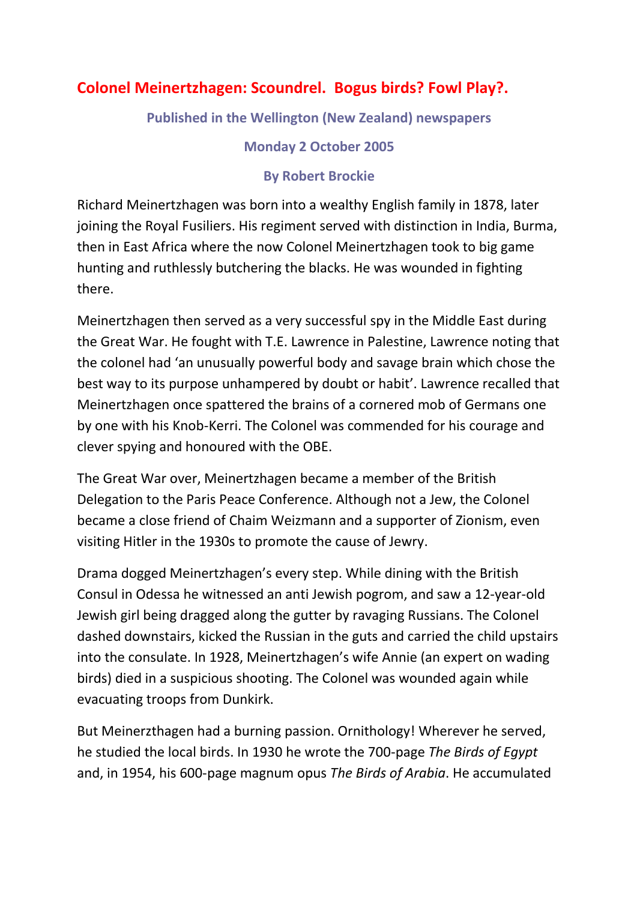# Colonel Meinertzhagen: Scoundrel. Bogus birds? Fowl Play?.

**Published in the Wellington (New Zealand) newspapers**

**Monday 2 October 2005**

**By Robert Brockie**

Richard Meinertzhagen was born into a wealthy English family in 1878, later joining the Royal Fusiliers. His regiment served with distinction in India, Burma, then in East Africa where the now Colonel Meinertzhagen took to big game hunting and ruthlessly butchering the blacks. He was wounded in fighting there.

Meinertzhagen then served as a very successful spy in the Middle East during the Great War. He fought with T.E. Lawrence in Palestine, Lawrence noting that the colonel had 'an unusually powerful body and savage brain which chose the best way to its purpose unhampered by doubt or habit'. Lawrence recalled that Meinertzhagen once spattered the brains of a cornered mob of Germans one by one with his Knob-Kerri. The Colonel was commended for his courage and clever spying and honoured with the OBE.

The Great War over, Meinertzhagen became a member of the British Delegation to the Paris Peace Conference. Although not a Jew, the Colonel became a close friend of Chaim Weizmann and a supporter of Zionism, even visiting Hitler in the 1930s to promote the cause of Jewry.

Drama dogged Meinertzhagen's every step. While dining with the British Consul in Odessa he witnessed an anti Jewish pogrom, and saw a 12-year-old Jewish girl being dragged along the gutter by ravaging Russians. The Colonel dashed downstairs, kicked the Russian in the guts and carried the child upstairs into the consulate. In 1928, Meinertzhagen's wife Annie (an expert on wading birds) died in a suspicious shooting. The Colonel was wounded again while evacuating troops from Dunkirk.

But Meinerzthagen had a burning passion. Ornithology! Wherever he served, he studied the local birds. In 1930 he wrote the 700-page *The Birds of Egypt* and, in 1954, his 600-page magnum opus *The Birds of Arabia*. He accumulated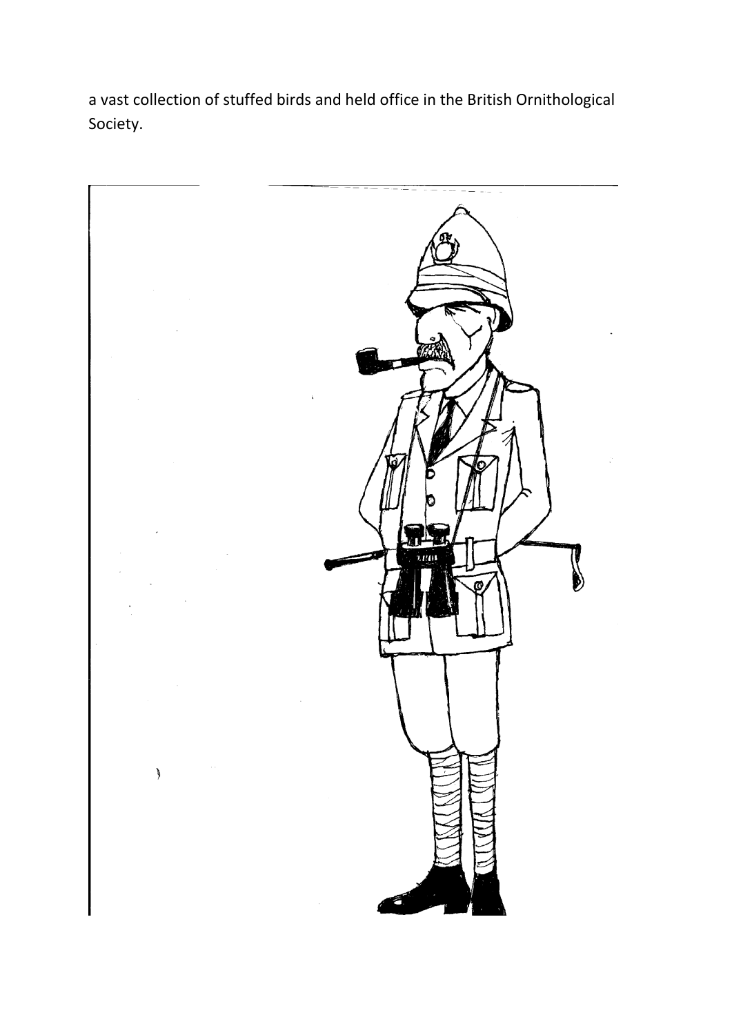a vast collection of stuffed birds and held office in the British Ornithological Society.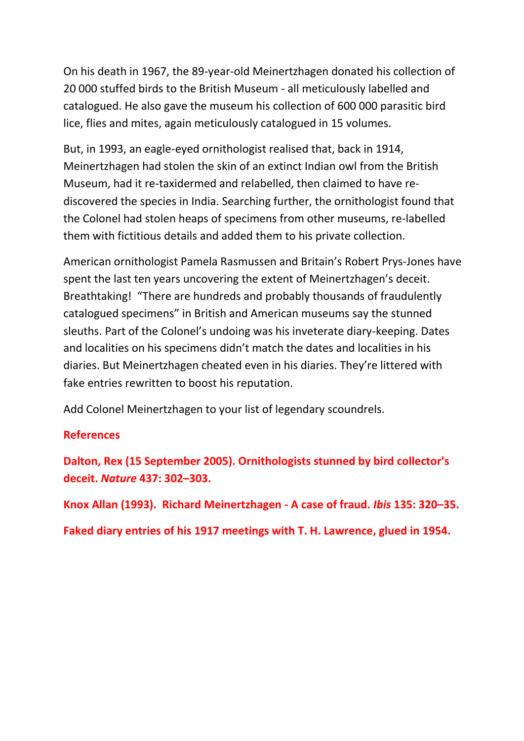On his death in 1967, the 89-year-old Meinertzhagen donated his collection of 20 000 stuffed birds to the British Museum - all meticulously labelled and catalogued. He also gave the museum his collection of 600 000 parasitic bird lice, flies and mites, again meticulously catalogued in 15 volumes.

But, in 1993, an eagle-eyed ornithologist realised that, back in 1914, Meinertzhagen had stolen the skin of an extinct Indian owl from the British Museum, had it re-taxidermed and relabelled, then claimed to have re-discovered the species in India. Searching further, the ornithologist found that the Colonel had stolen heaps of specimens from other museums, re-labelled them with fictitious details and added them to his private collection.

American ornithologist Pamela Rasmussen and Britain's Robert Prys-Jones have spent the last ten years uncovering the extent of Meinertzhagen's deceit. Breathtaking! "There are hundreds and probably thousands of fraudulently catalogued specimens" in British and American museums say the stunned sleuths. Part of the Colonel's undoing was his inveterate diary-keeping. Dates and localities on his specimens didn't match the dates and localities in his diaries. But Meinertzhagen cheated even in his diaries. They're littered with fake entries rewritten to boost his reputation.

Add Colonel Meinertzhagen to your list of legendary scoundrels.

**References**

**Dalton, Rex (15 September 2005). Ornithologists stunned by bird collector's deceit. *Nature* 437: 302–303.**

**Knox Allan (1993). Richard Meinertzhagen - A case of fraud. *Ibis* 135: 320–35.**

**Faked diary entries of his 1917 meetings with T. H. Lawrence, glued in 1954.**